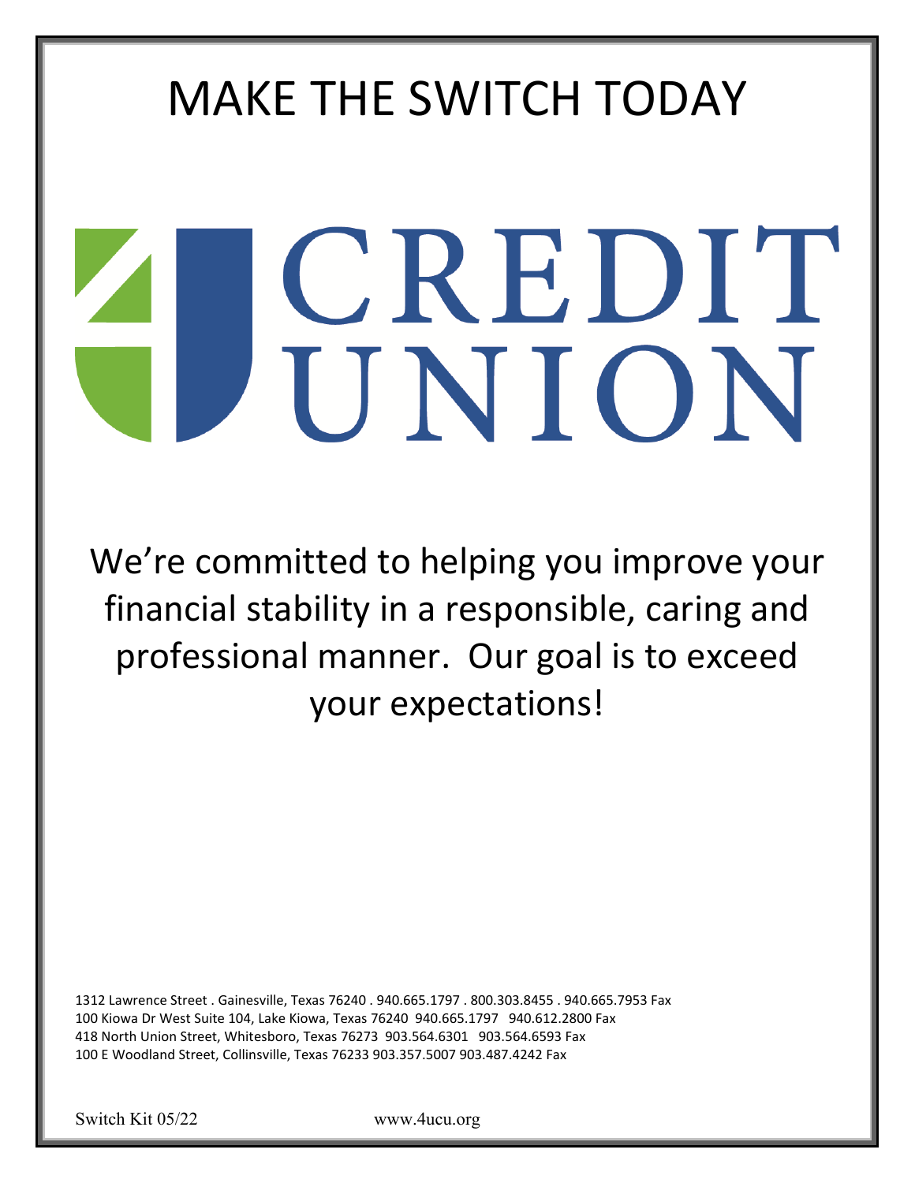# MAKE THE SWITCH TODAY

# CREDIT UNION

We're committed to helping you improve your financial stability in a responsible, caring and professional manner. Our goal is to exceed your expectations!

1312 Lawrence Street . Gainesville, Texas 76240 . 940.665.1797 . 800.303.8455 . 940.665.7953 Fax
100 Kiowa Dr West Suite 104, Lake Kiowa, Texas 76240 940.665.1797 940.612.2800 Fax
418 North Union Street, Whitesboro, Texas 76273 903.564.6301 903.564.6593 Fax
100 E Woodland Street, Collinsville, Texas 76233 903.357.5007 903.487.4242 Fax

Switch Kit 05/22 www.4ucu.org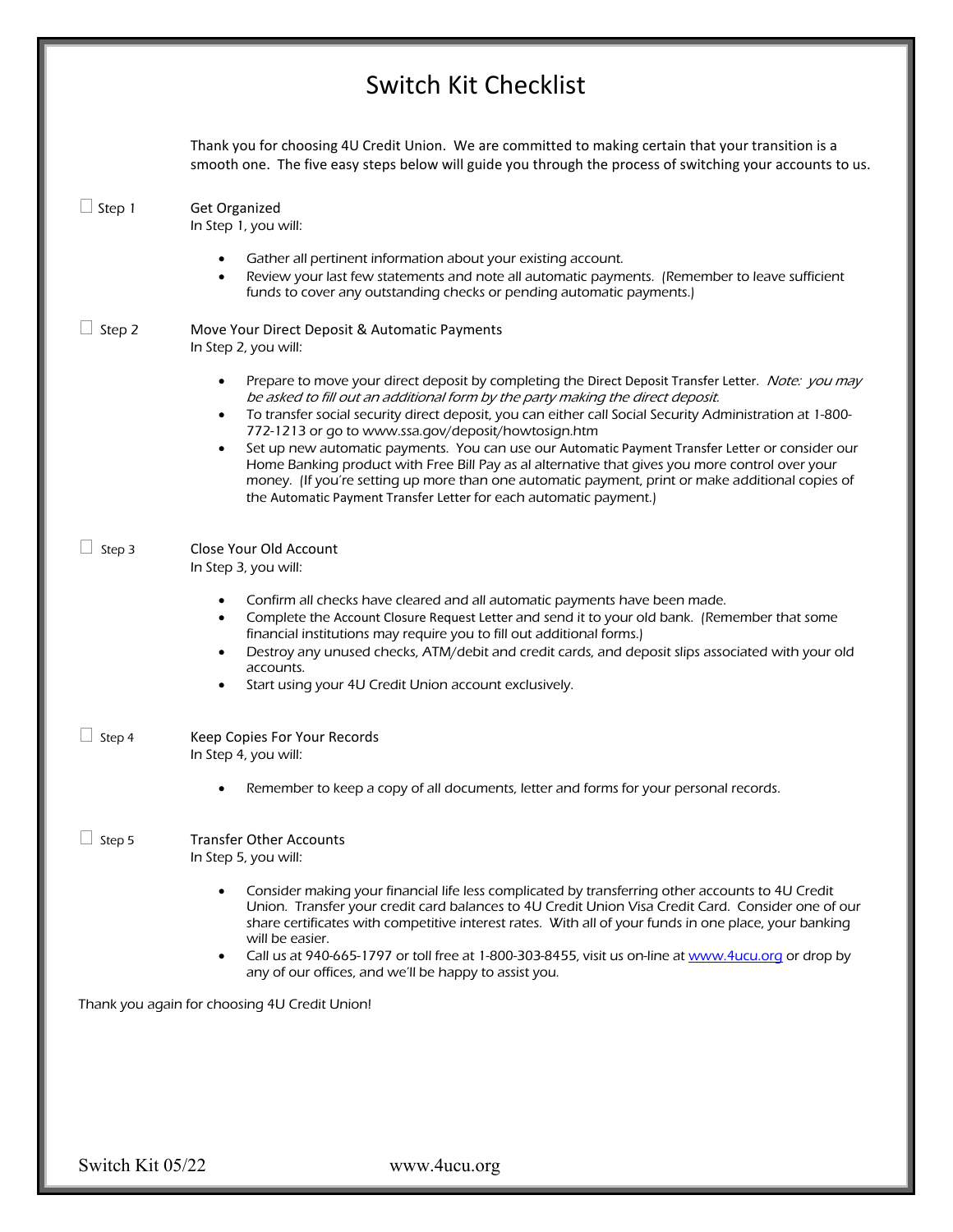# Switch Kit Checklist

Thank you for choosing 4U Credit Union. We are committed to making certain that your transition is a smooth one. The five easy steps below will guide you through the process of switching your accounts to us.

☐ Step 1 — **Get Organized**

In Step 1, you will:

- Gather all pertinent information about your existing account.
- Review your last few statements and note all automatic payments. (Remember to leave sufficient funds to cover any outstanding checks or pending automatic payments.)

☐ Step 2 — **Move Your Direct Deposit & Automatic Payments**

In Step 2, you will:

- Prepare to move your direct deposit by completing the Direct Deposit Transfer Letter. *Note: you may be asked to fill out an additional form by the party making the direct deposit.*
- To transfer social security direct deposit, you can either call Social Security Administration at 1-800-772-1213 or go to www.ssa.gov/deposit/howtosign.htm
- Set up new automatic payments. You can use our Automatic Payment Transfer Letter or consider our Home Banking product with Free Bill Pay as al alternative that gives you more control over your money. (If you're setting up more than one automatic payment, print or make additional copies of the Automatic Payment Transfer Letter for each automatic payment.)

☐ Step 3 — **Close Your Old Account**

In Step 3, you will:

- Confirm all checks have cleared and all automatic payments have been made.
- Complete the Account Closure Request Letter and send it to your old bank. (Remember that some financial institutions may require you to fill out additional forms.)
- Destroy any unused checks, ATM/debit and credit cards, and deposit slips associated with your old accounts.
- Start using your 4U Credit Union account exclusively.

☐ Step 4 — **Keep Copies For Your Records**

In Step 4, you will:

- Remember to keep a copy of all documents, letter and forms for your personal records.

☐ Step 5 — **Transfer Other Accounts**

In Step 5, you will:

- Consider making your financial life less complicated by transferring other accounts to 4U Credit Union. Transfer your credit card balances to 4U Credit Union Visa Credit Card. Consider one of our share certificates with competitive interest rates. With all of your funds in one place, your banking will be easier.
- Call us at 940-665-1797 or toll free at 1-800-303-8455, visit us on-line at [www.4ucu.org](www.4ucu.org) or drop by any of our offices, and we'll be happy to assist you.

*Thank you again for choosing 4U Credit Union!*

Switch Kit 05/22 www.4ucu.org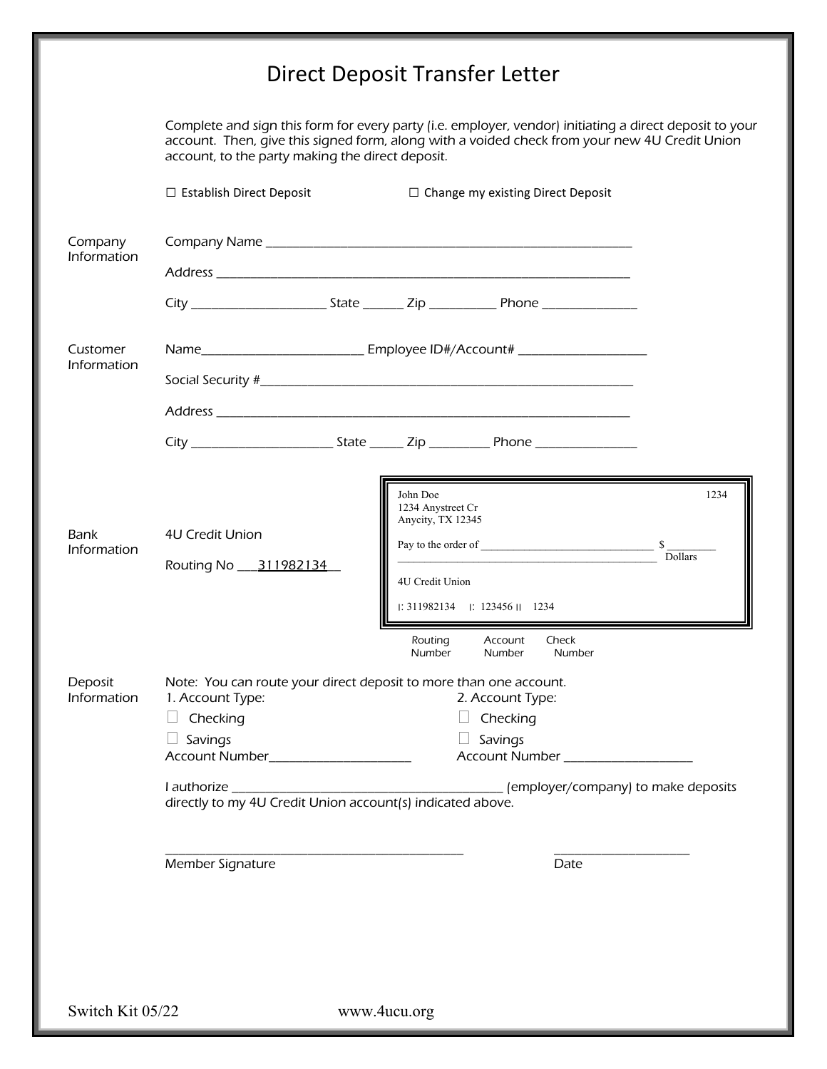# Direct Deposit Transfer Letter

Complete and sign this form for every party (i.e. employer, vendor) initiating a direct deposit to your account. Then, give this signed form, along with a voided check from your new 4U Credit Union account, to the party making the direct deposit.

☐ Establish Direct Deposit ☐ Change my existing Direct Deposit

**Company Information**

Company Name ____________________________________________

Address ____________________________________________

City ________________ State ______ Zip __________ Phone ______________

**Customer Information**

Name____________________ Employee ID#/Account# ________________

Social Security #____________________________________________

Address ____________________________________________

City ________________ State _____ Zip _________ Phone ______________

**Bank Information**

4U Credit Union

Routing No ___311982134__

John Doe
1234 Anystreet Cr
Anycity, TX 12345

1234

Pay to the order of ______________________________ $ ________

______________________________ Dollars

4U Credit Union

⑆: 311982134 ⑆: 123456 ⑈ 1234

Routing Number | Account Number | Check Number

**Deposit Information**

Note: You can route your direct deposit to more than one account.

1. Account Type:
   - ☐ Checking
   - ☐ Savings

   Account Number____________________

2. Account Type:
   - ☐ Checking
   - ☐ Savings

   Account Number ________________

I authorize ________________________________ (employer/company) to make deposits directly to my 4U Credit Union account(s) indicated above.

________________________________
Member Signature

________________
Date

Switch Kit 05/22 www.4ucu.org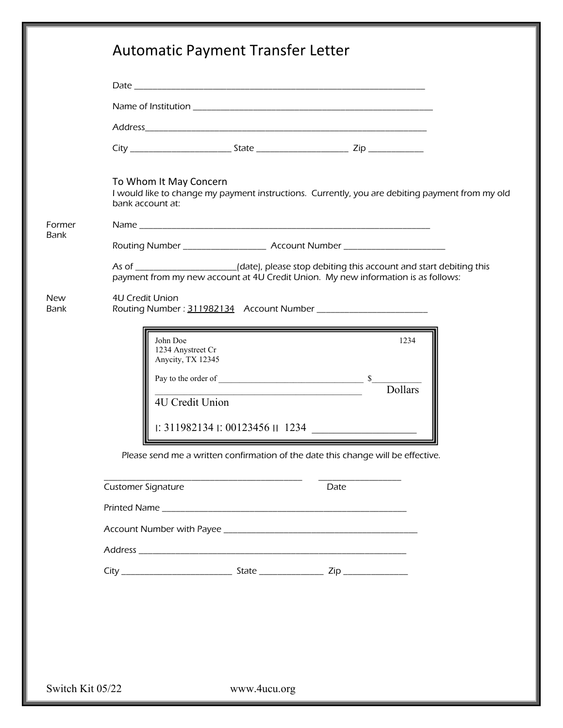# Automatic Payment Transfer Letter

Date ______________________________________________________________

Name of Institution ____________________________________________________

Address____________________________________________________________

City ______________________ State ____________________ Zip ____________

## To Whom It May Concern

I would like to change my payment instructions. Currently, you are debiting payment from my old bank account at:

**Former Bank**

Name ______________________________________________________________

Routing Number __________________ Account Number ______________________

As of ______________________(date), please stop debiting this account and start debiting this payment from my new account at 4U Credit Union. My new information is as follows:

**New Bank**

4U Credit Union
Routing Number : 311982134 Account Number ________________________

John Doe 1234
1234 Anystreet Cr
Anycity, TX 12345

Pay to the order of ________________________________ $__________

__________________________________________ Dollars

4U Credit Union

⑆: 311982134 ⑆: 00123456 ⑈ 1234 __________________

Please send me a written confirmation of the date this change will be effective.

____________________________________________ __________________
Customer Signature Date

Printed Name ______________________________________________________

Account Number with Payee __________________________________________

Address __________________________________________________________

City ________________________ State ______________ Zip ______________

Switch Kit 05/22 www.4ucu.org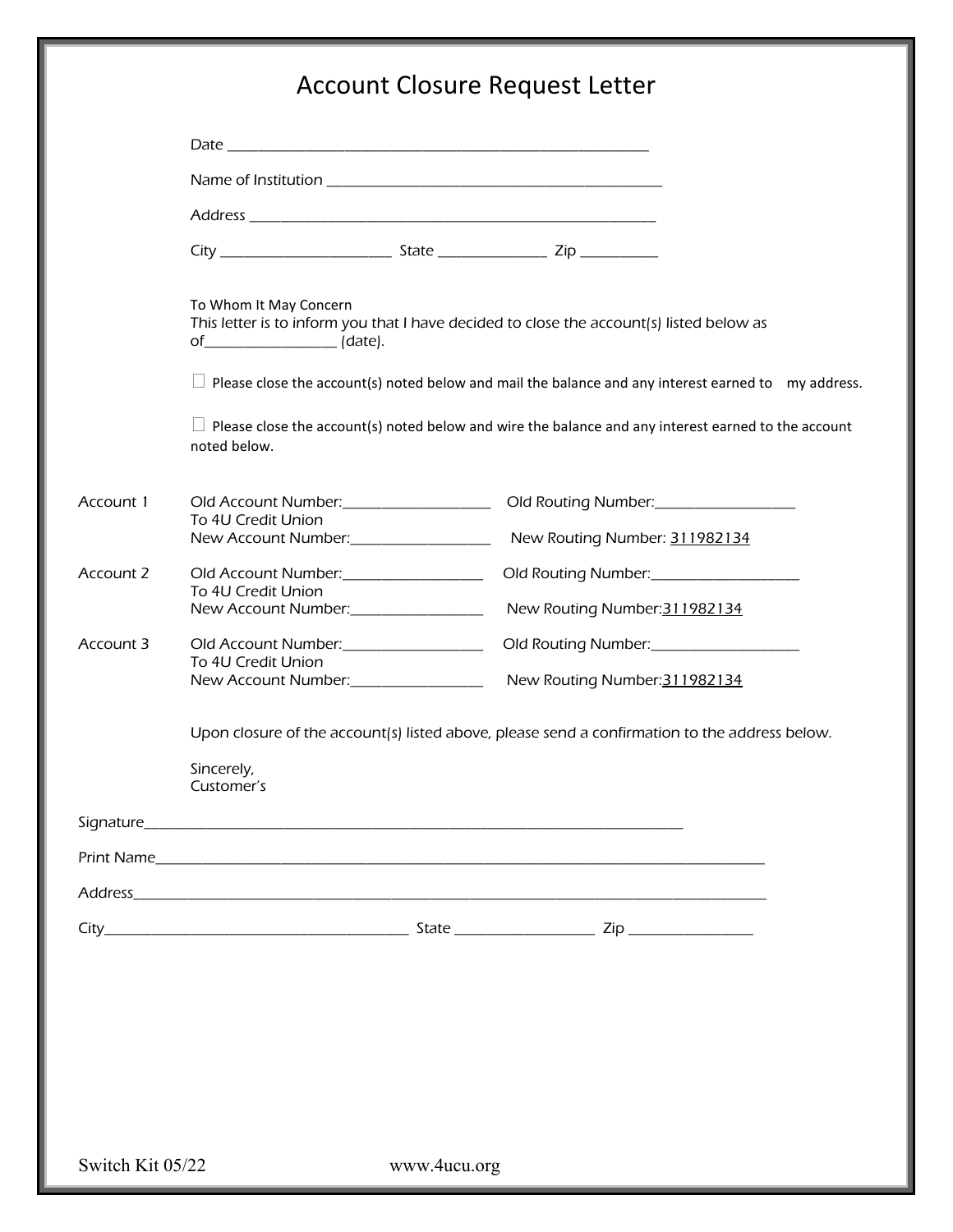# Account Closure Request Letter

Date ___________________________________________________________

Name of Institution _______________________________________________

Address ________________________________________________________

City _________________________ State ________________ Zip ___________

To Whom It May Concern
This letter is to inform you that I have decided to close the account(s) listed below as of___________________ (date).

☐ Please close the account(s) noted below and mail the balance and any interest earned to my address.

☐ Please close the account(s) noted below and wire the balance and any interest earned to the account noted below.

Account 1 Old Account Number:______________________ Old Routing Number:____________________
To 4U Credit Union
New Account Number:____________________ New Routing Number: 311982134

Account 2 Old Account Number:____________________ Old Routing Number:_____________________
To 4U Credit Union
New Account Number:___________________ New Routing Number:311982134

Account 3 Old Account Number:____________________ Old Routing Number:_____________________
To 4U Credit Union
New Account Number:___________________ New Routing Number:311982134

Upon closure of the account(s) listed above, please send a confirmation to the address below.

Sincerely,
Customer's

Signature_____________________________________________________________________________

Print Name_____________________________________________________________________________

Address_______________________________________________________________________________

City____________________________________________ State ____________________ Zip __________________

Switch Kit 05/22 www.4ucu.org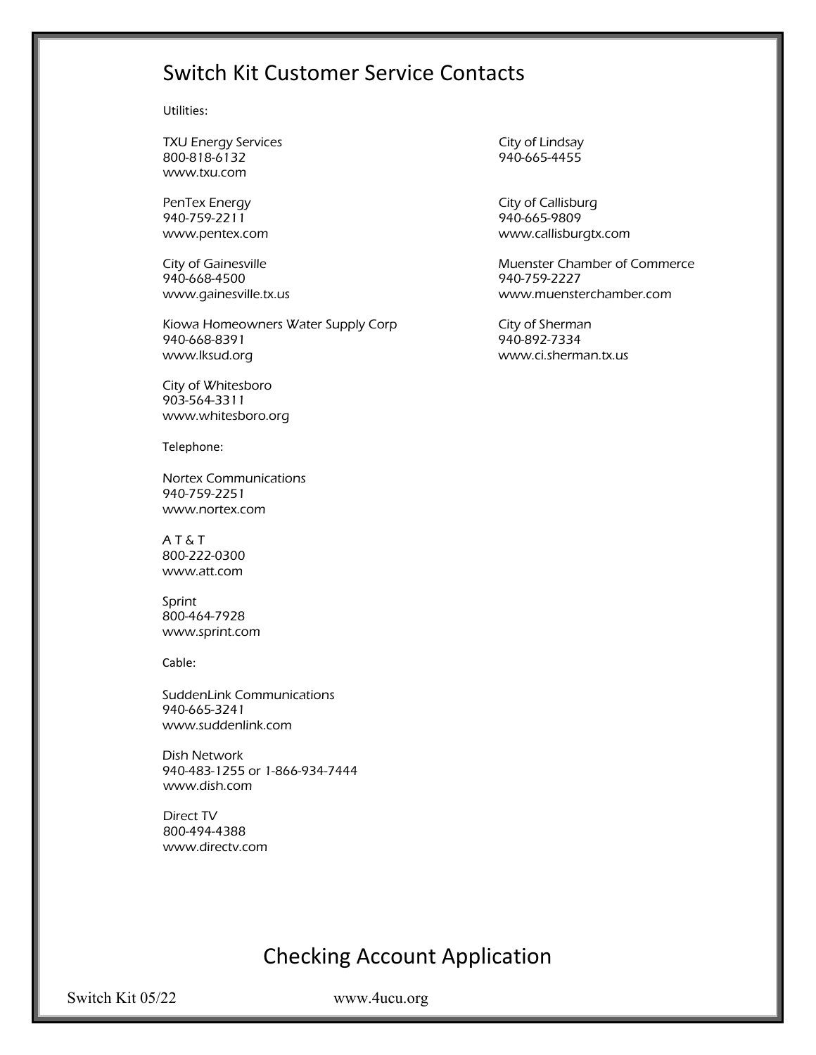# Switch Kit Customer Service Contacts

Utilities:

TXU Energy Services
800-818-6132
www.txu.com

PenTex Energy
940-759-2211
www.pentex.com

City of Gainesville
940-668-4500
www.gainesville.tx.us

Kiowa Homeowners Water Supply Corp
940-668-8391
www.lksud.org

City of Whitesboro
903-564-3311
www.whitesboro.org

City of Lindsay
940-665-4455

City of Callisburg
940-665-9809
www.callisburgtx.com

Muenster Chamber of Commerce
940-759-2227
www.muensterchamber.com

City of Sherman
940-892-7334
www.ci.sherman.tx.us

Telephone:

Nortex Communications
940-759-2251
www.nortex.com

A T & T
800-222-0300
www.att.com

Sprint
800-464-7928
www.sprint.com

Cable:

SuddenLink Communications
940-665-3241
www.suddenlink.com

Dish Network
940-483-1255 or 1-866-934-7444
www.dish.com

Direct TV
800-494-4388
www.directv.com

# Checking Account Application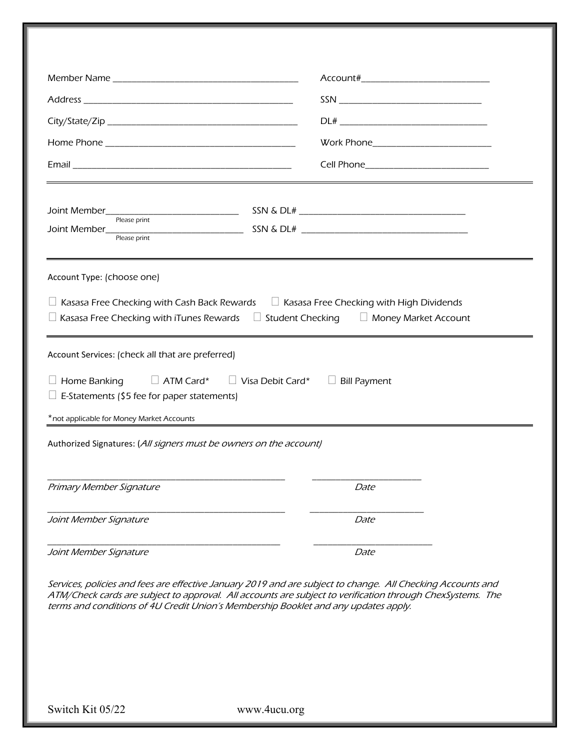Member Name ________________________________________ Account#____________________________

Address ________________________________________ SSN ________________________________

City/State/Zip ________________________________________ DL# ________________________________

Home Phone ________________________________________ Work Phone__________________________

Email ________________________________________ Cell Phone__________________________

---

Joint Member______________________________ SSN & DL# ____________________________________
Please print

Joint Member______________________________ SSN & DL# ____________________________________
Please print

---

Account Type: (choose one)

☐ Kasasa Free Checking with Cash Back Rewards ☐ Kasasa Free Checking with High Dividends
☐ Kasasa Free Checking with iTunes Rewards ☐ Student Checking ☐ Money Market Account

---

Account Services: (check all that are preferred)

☐ Home Banking ☐ ATM Card* ☐ Visa Debit Card* ☐ Bill Payment
☐ E-Statements ($5 fee for paper statements)

*not applicable for Money Market Accounts

---

Authorized Signatures: (*All signers must be owners on the account)*

_______________________________________________ _________________________
*Primary Member Signature* *Date*

_______________________________________________ _________________________
*Joint Member Signature* *Date*

_______________________________________________ _________________________
*Joint Member Signature* *Date*

*Services, policies and fees are effective January 2019 and are subject to change. All Checking Accounts and ATM/Check cards are subject to approval. All accounts are subject to verification through ChexSystems. The terms and conditions of 4U Credit Union's Membership Booklet and any updates apply.*

Switch Kit 05/22 www.4ucu.org